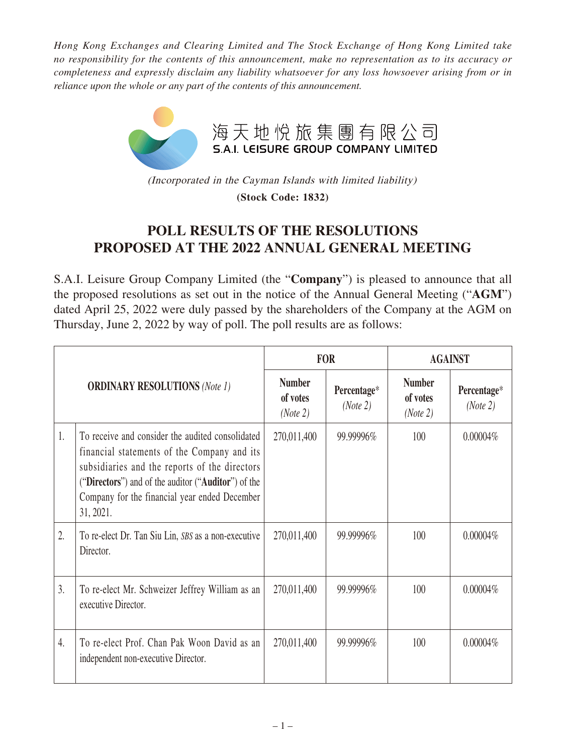*Hong Kong Exchanges and Clearing Limited and The Stock Exchange of Hong Kong Limited take no responsibility for the contents of this announcement, make no representation as to its accuracy or completeness and expressly disclaim any liability whatsoever for any loss howsoever arising from or in reliance upon the whole or any part of the contents of this announcement.*

海天地悅旅集團有限公司
S.A.I. LEISURE GROUP COMPANY LIMITED

*(Incorporated in the Cayman Islands with limited liability)*

**(Stock Code: 1832)**

# POLL RESULTS OF THE RESOLUTIONS PROPOSED AT THE 2022 ANNUAL GENERAL MEETING

S.A.I. Leisure Group Company Limited (the "**Company**") is pleased to announce that all the proposed resolutions as set out in the notice of the Annual General Meeting ("**AGM**") dated April 25, 2022 were duly passed by the shareholders of the Company at the AGM on Thursday, June 2, 2022 by way of poll. The poll results are as follows:

| **ORDINARY RESOLUTIONS** *(Note 1)* | | **FOR** | | **AGAINST** | |
|---|---|---|---|---|---|
| | | **Number of votes** *(Note 2)* | **Percentage*** *(Note 2)* | **Number of votes** *(Note 2)* | **Percentage*** *(Note 2)* |
| 1. | To receive and consider the audited consolidated financial statements of the Company and its subsidiaries and the reports of the directors ("**Directors**") and of the auditor ("**Auditor**") of the Company for the financial year ended December 31, 2021. | 270,011,400 | 99.99996% | 100 | 0.00004% |
| 2. | To re-elect Dr. Tan Siu Lin, *SBS* as a non-executive Director. | 270,011,400 | 99.99996% | 100 | 0.00004% |
| 3. | To re-elect Mr. Schweizer Jeffrey William as an executive Director. | 270,011,400 | 99.99996% | 100 | 0.00004% |
| 4. | To re-elect Prof. Chan Pak Woon David as an independent non-executive Director. | 270,011,400 | 99.99996% | 100 | 0.00004% |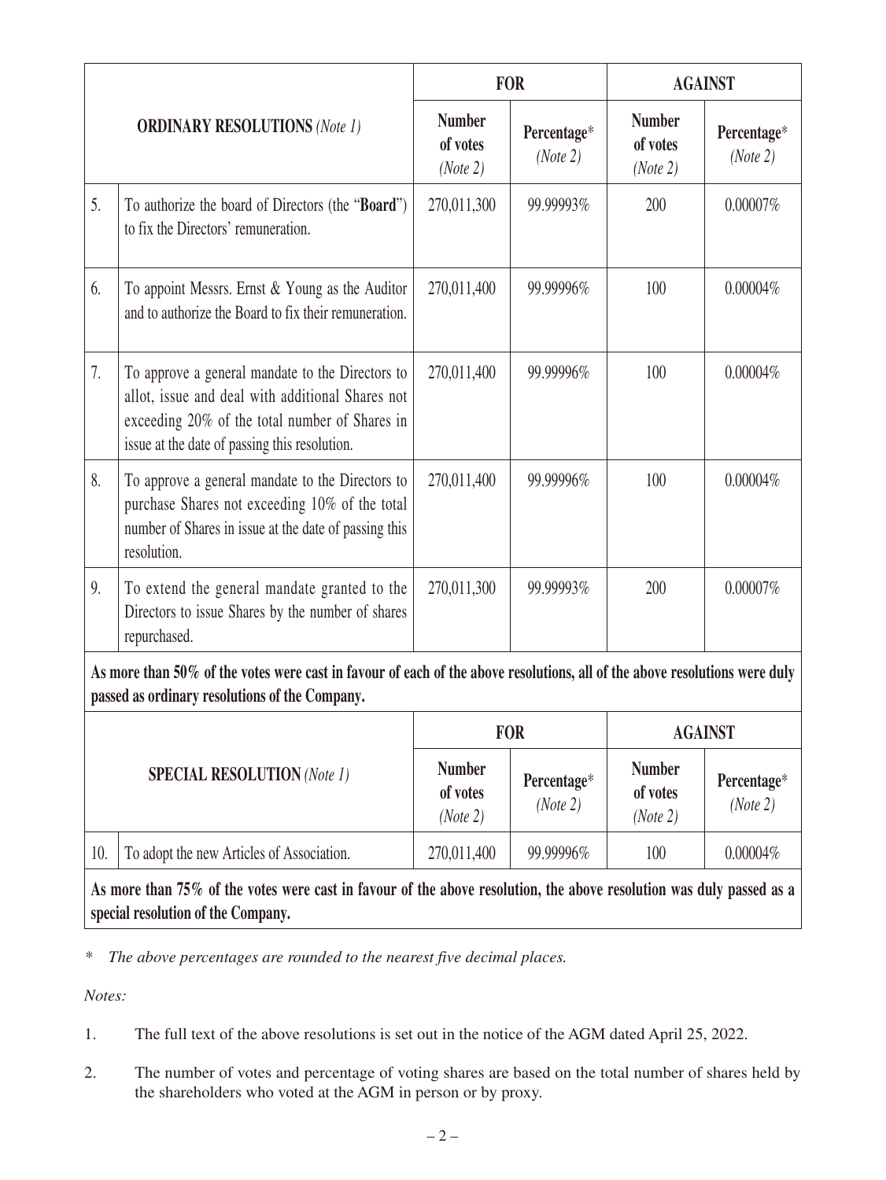| | ORDINARY RESOLUTIONS *(Note 1)* | FOR | | AGAINST | |
|---|---|---|---|---|---|
| | | Number of votes *(Note 2)* | Percentage* *(Note 2)* | Number of votes *(Note 2)* | Percentage* *(Note 2)* |
| 5. | To authorize the board of Directors (the "**Board**") to fix the Directors' remuneration. | 270,011,300 | 99.99993% | 200 | 0.00007% |
| 6. | To appoint Messrs. Ernst & Young as the Auditor and to authorize the Board to fix their remuneration. | 270,011,400 | 99.99996% | 100 | 0.00004% |
| 7. | To approve a general mandate to the Directors to allot, issue and deal with additional Shares not exceeding 20% of the total number of Shares in issue at the date of passing this resolution. | 270,011,400 | 99.99996% | 100 | 0.00004% |
| 8. | To approve a general mandate to the Directors to purchase Shares not exceeding 10% of the total number of Shares in issue at the date of passing this resolution. | 270,011,400 | 99.99996% | 100 | 0.00004% |
| 9. | To extend the general mandate granted to the Directors to issue Shares by the number of shares repurchased. | 270,011,300 | 99.99993% | 200 | 0.00007% |

**As more than 50% of the votes were cast in favour of each of the above resolutions, all of the above resolutions were duly passed as ordinary resolutions of the Company.**

| | SPECIAL RESOLUTION *(Note 1)* | FOR | | AGAINST | |
|---|---|---|---|---|---|
| | | Number of votes *(Note 2)* | Percentage* *(Note 2)* | Number of votes *(Note 2)* | Percentage* *(Note 2)* |
| 10. | To adopt the new Articles of Association. | 270,011,400 | 99.99996% | 100 | 0.00004% |

**As more than 75% of the votes were cast in favour of the above resolution, the above resolution was duly passed as a special resolution of the Company.**

\* *The above percentages are rounded to the nearest five decimal places.*

*Notes:*

1. The full text of the above resolutions is set out in the notice of the AGM dated April 25, 2022.

2. The number of votes and percentage of voting shares are based on the total number of shares held by the shareholders who voted at the AGM in person or by proxy.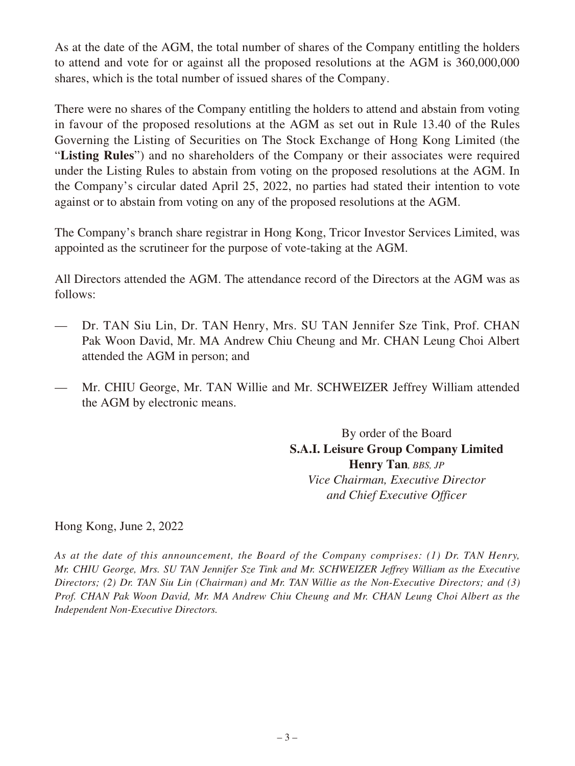As at the date of the AGM, the total number of shares of the Company entitling the holders to attend and vote for or against all the proposed resolutions at the AGM is 360,000,000 shares, which is the total number of issued shares of the Company.

There were no shares of the Company entitling the holders to attend and abstain from voting in favour of the proposed resolutions at the AGM as set out in Rule 13.40 of the Rules Governing the Listing of Securities on The Stock Exchange of Hong Kong Limited (the "**Listing Rules**") and no shareholders of the Company or their associates were required under the Listing Rules to abstain from voting on the proposed resolutions at the AGM. In the Company's circular dated April 25, 2022, no parties had stated their intention to vote against or to abstain from voting on any of the proposed resolutions at the AGM.

The Company's branch share registrar in Hong Kong, Tricor Investor Services Limited, was appointed as the scrutineer for the purpose of vote-taking at the AGM.

All Directors attended the AGM. The attendance record of the Directors at the AGM was as follows:

— Dr. TAN Siu Lin, Dr. TAN Henry, Mrs. SU TAN Jennifer Sze Tink, Prof. CHAN Pak Woon David, Mr. MA Andrew Chiu Cheung and Mr. CHAN Leung Choi Albert attended the AGM in person; and

— Mr. CHIU George, Mr. TAN Willie and Mr. SCHWEIZER Jeffrey William attended the AGM by electronic means.

By order of the Board
**S.A.I. Leisure Group Company Limited**
**Henry Tan**, *BBS, JP*
*Vice Chairman, Executive Director and Chief Executive Officer*

Hong Kong, June 2, 2022

*As at the date of this announcement, the Board of the Company comprises: (1) Dr. TAN Henry, Mr. CHIU George, Mrs. SU TAN Jennifer Sze Tink and Mr. SCHWEIZER Jeffrey William as the Executive Directors; (2) Dr. TAN Siu Lin (Chairman) and Mr. TAN Willie as the Non-Executive Directors; and (3) Prof. CHAN Pak Woon David, Mr. MA Andrew Chiu Cheung and Mr. CHAN Leung Choi Albert as the Independent Non-Executive Directors.*